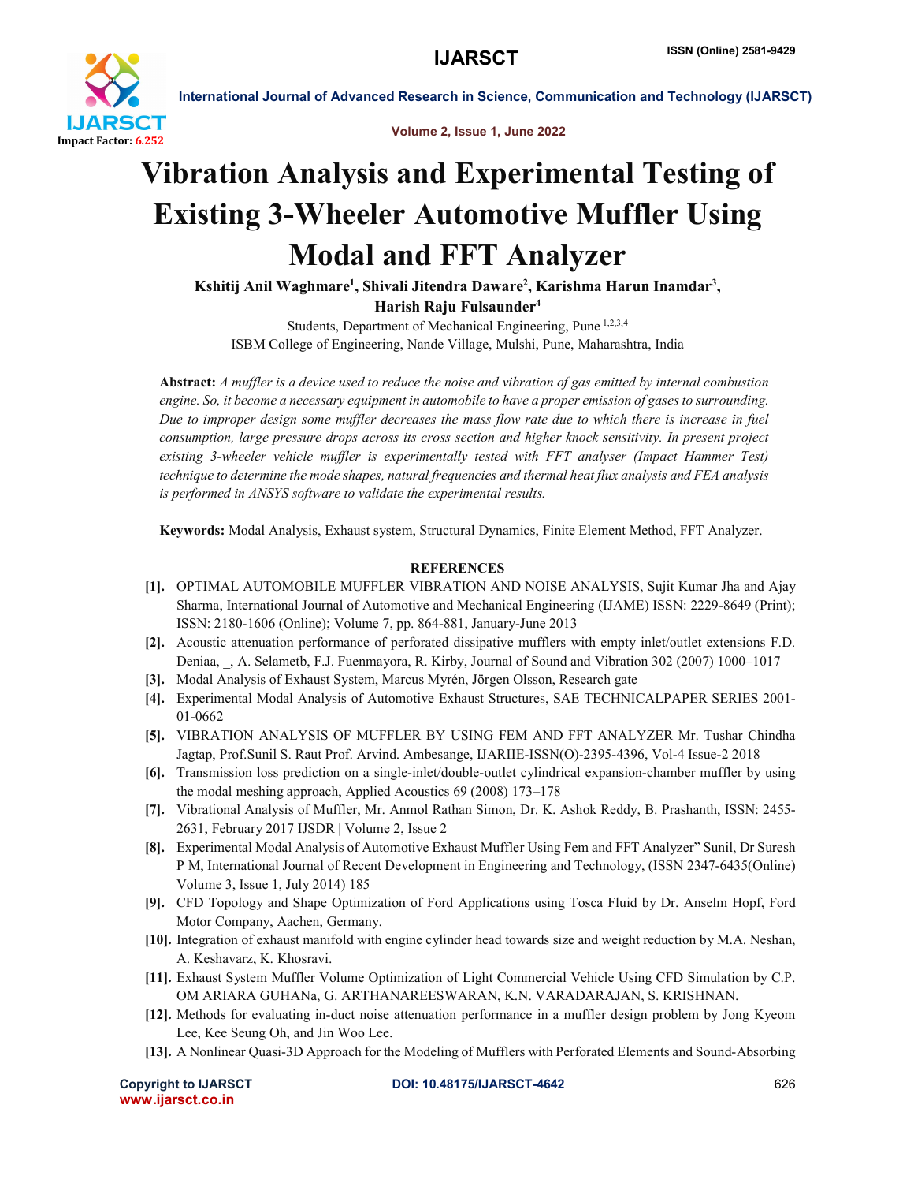# Vibration Analysis and Experimental Testing of Existing 3-Wheeler Automotive Muffler Using Modal and FFT Analyzer

**Kshitij Anil Waghmare[1], Shivali Jitendra Daware[2], Karishma Harun Inamdar[3], Harish Raju Fulsaunder[4]**

Students, Department of Mechanical Engineering, Pune [1,2,3,4]

ISBM College of Engineering, Nande Village, Mulshi, Pune, Maharashtra, India

**Abstract:** *A muffler is a device used to reduce the noise and vibration of gas emitted by internal combustion engine. So, it become a necessary equipment in automobile to have a proper emission of gases to surrounding. Due to improper design some muffler decreases the mass flow rate due to which there is increase in fuel consumption, large pressure drops across its cross section and higher knock sensitivity. In present project existing 3-wheeler vehicle muffler is experimentally tested with FFT analyser (Impact Hammer Test) technique to determine the mode shapes, natural frequencies and thermal heat flux analysis and FEA analysis is performed in ANSYS software to validate the experimental results.*

**Keywords:** Modal Analysis, Exhaust system, Structural Dynamics, Finite Element Method, FFT Analyzer.

## REFERENCES

**[1].** OPTIMAL AUTOMOBILE MUFFLER VIBRATION AND NOISE ANALYSIS, Sujit Kumar Jha and Ajay Sharma, International Journal of Automotive and Mechanical Engineering (IJAME) ISSN: 2229-8649 (Print); ISSN: 2180-1606 (Online); Volume 7, pp. 864-881, January-June 2013

**[2].** Acoustic attenuation performance of perforated dissipative mufflers with empty inlet/outlet extensions F.D. Deniaa, _, A. Selametb, F.J. Fuenmayora, R. Kirby, Journal of Sound and Vibration 302 (2007) 1000–1017

**[3].** Modal Analysis of Exhaust System, Marcus Myrén, Jörgen Olsson, Research gate

**[4].** Experimental Modal Analysis of Automotive Exhaust Structures, SAE TECHNICALPAPER SERIES 2001-01-0662

**[5].** VIBRATION ANALYSIS OF MUFFLER BY USING FEM AND FFT ANALYZER Mr. Tushar Chindha Jagtap, Prof.Sunil S. Raut Prof. Arvind. Ambesange, IJARIIE-ISSN(O)-2395-4396, Vol-4 Issue-2 2018

**[6].** Transmission loss prediction on a single-inlet/double-outlet cylindrical expansion-chamber muffler by using the modal meshing approach, Applied Acoustics 69 (2008) 173–178

**[7].** Vibrational Analysis of Muffler, Mr. Anmol Rathan Simon, Dr. K. Ashok Reddy, B. Prashanth, ISSN: 2455-2631, February 2017 IJSDR | Volume 2, Issue 2

**[8].** Experimental Modal Analysis of Automotive Exhaust Muffler Using Fem and FFT Analyzer" Sunil, Dr Suresh P M, International Journal of Recent Development in Engineering and Technology, (ISSN 2347-6435(Online) Volume 3, Issue 1, July 2014) 185

**[9].** CFD Topology and Shape Optimization of Ford Applications using Tosca Fluid by Dr. Anselm Hopf, Ford Motor Company, Aachen, Germany.

**[10].** Integration of exhaust manifold with engine cylinder head towards size and weight reduction by M.A. Neshan, A. Keshavarz, K. Khosravi.

**[11].** Exhaust System Muffler Volume Optimization of Light Commercial Vehicle Using CFD Simulation by C.P. OM ARIARA GUHANa, G. ARTHANAREESWARAN, K.N. VARADARAJAN, S. KRISHNAN.

**[12].** Methods for evaluating in-duct noise attenuation performance in a muffler design problem by Jong Kyeom Lee, Kee Seung Oh, and Jin Woo Lee.

**[13].** A Nonlinear Quasi-3D Approach for the Modeling of Mufflers with Perforated Elements and Sound-Absorbing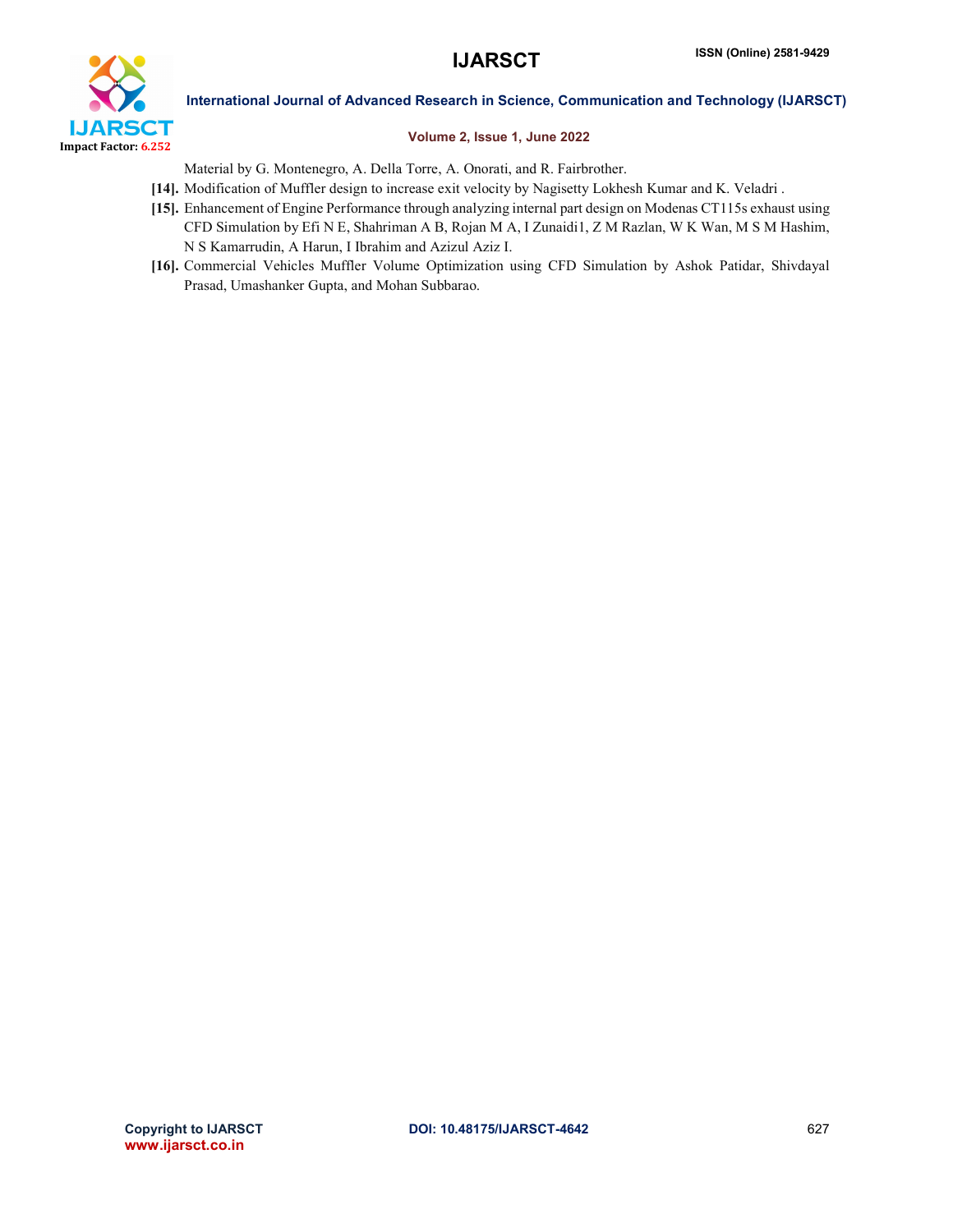Material by G. Montenegro, A. Della Torre, A. Onorati, and R. Fairbrother.

[14]. Modification of Muffler design to increase exit velocity by Nagisetty Lokhesh Kumar and K. Veladri .

[15]. Enhancement of Engine Performance through analyzing internal part design on Modenas CT115s exhaust using CFD Simulation by Efi N E, Shahriman A B, Rojan M A, I Zunaidi1, Z M Razlan, W K Wan, M S M Hashim, N S Kamarrudin, A Harun, I Ibrahim and Azizul Aziz I.

[16]. Commercial Vehicles Muffler Volume Optimization using CFD Simulation by Ashok Patidar, Shivdayal Prasad, Umashanker Gupta, and Mohan Subbarao.